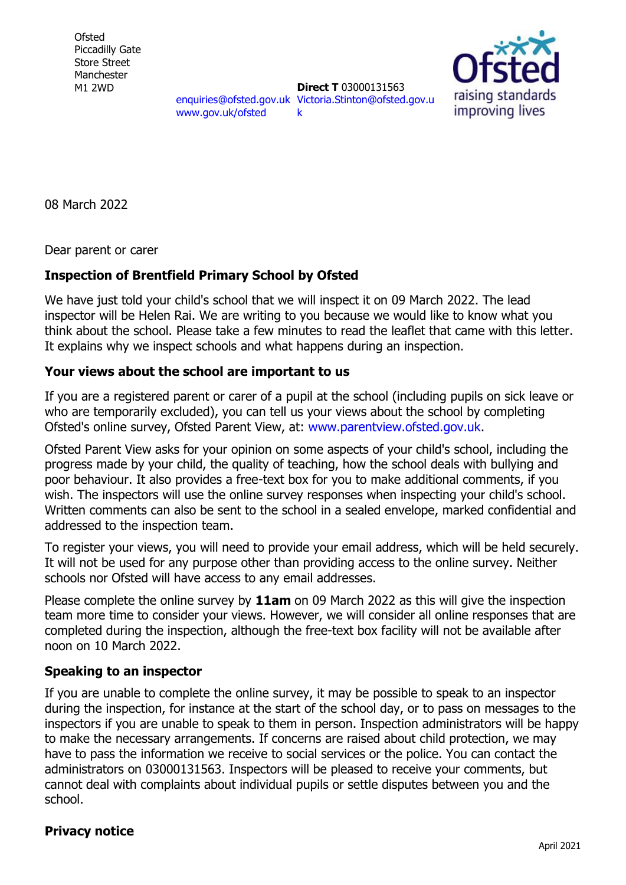Ofsted
Piccadilly Gate
Store Street
Manchester
M1 2WD

enquiries@ofsted.gov.uk
www.gov.uk/ofsted

**Direct T** 03000131563
Victoria.Stinton@ofsted.gov.uk

Ofsted
raising standards
improving lives

08 March 2022

Dear parent or carer

**Inspection of Brentfield Primary School by Ofsted**

We have just told your child's school that we will inspect it on 09 March 2022. The lead inspector will be Helen Rai. We are writing to you because we would like to know what you think about the school. Please take a few minutes to read the leaflet that came with this letter. It explains why we inspect schools and what happens during an inspection.

**Your views about the school are important to us**

If you are a registered parent or carer of a pupil at the school (including pupils on sick leave or who are temporarily excluded), you can tell us your views about the school by completing Ofsted's online survey, Ofsted Parent View, at: www.parentview.ofsted.gov.uk.

Ofsted Parent View asks for your opinion on some aspects of your child's school, including the progress made by your child, the quality of teaching, how the school deals with bullying and poor behaviour. It also provides a free-text box for you to make additional comments, if you wish. The inspectors will use the online survey responses when inspecting your child's school. Written comments can also be sent to the school in a sealed envelope, marked confidential and addressed to the inspection team.

To register your views, you will need to provide your email address, which will be held securely. It will not be used for any purpose other than providing access to the online survey. Neither schools nor Ofsted will have access to any email addresses.

Please complete the online survey by **11am** on 09 March 2022 as this will give the inspection team more time to consider your views. However, we will consider all online responses that are completed during the inspection, although the free-text box facility will not be available after noon on 10 March 2022.

**Speaking to an inspector**

If you are unable to complete the online survey, it may be possible to speak to an inspector during the inspection, for instance at the start of the school day, or to pass on messages to the inspectors if you are unable to speak to them in person. Inspection administrators will be happy to make the necessary arrangements. If concerns are raised about child protection, we may have to pass the information we receive to social services or the police. You can contact the administrators on 03000131563. Inspectors will be pleased to receive your comments, but cannot deal with complaints about individual pupils or settle disputes between you and the school.

**Privacy notice**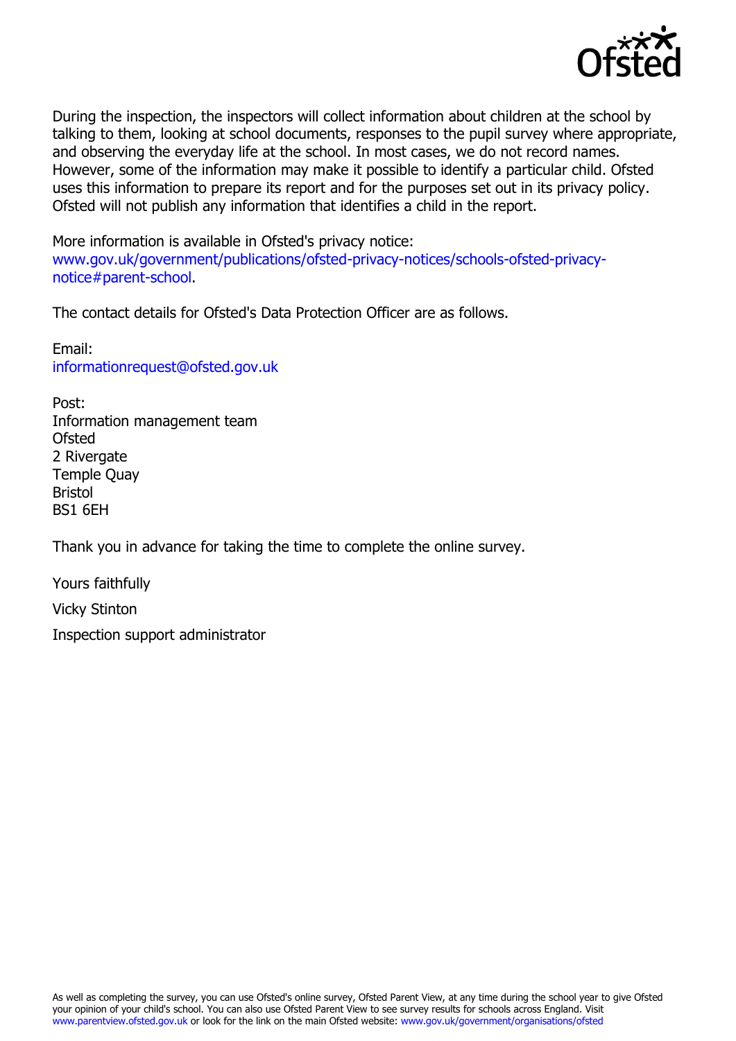During the inspection, the inspectors will collect information about children at the school by talking to them, looking at school documents, responses to the pupil survey where appropriate, and observing the everyday life at the school. In most cases, we do not record names. However, some of the information may make it possible to identify a particular child. Ofsted uses this information to prepare its report and for the purposes set out in its privacy policy. Ofsted will not publish any information that identifies a child in the report.

More information is available in Ofsted's privacy notice:
www.gov.uk/government/publications/ofsted-privacy-notices/schools-ofsted-privacy-notice#parent-school.

The contact details for Ofsted's Data Protection Officer are as follows.

Email:
informationrequest@ofsted.gov.uk

Post:
Information management team
Ofsted
2 Rivergate
Temple Quay
Bristol
BS1 6EH

Thank you in advance for taking the time to complete the online survey.

Yours faithfully

Vicky Stinton

Inspection support administrator

As well as completing the survey, you can use Ofsted's online survey, Ofsted Parent View, at any time during the school year to give Ofsted your opinion of your child's school. You can also use Ofsted Parent View to see survey results for schools across England. Visit www.parentview.ofsted.gov.uk or look for the link on the main Ofsted website: www.gov.uk/government/organisations/ofsted